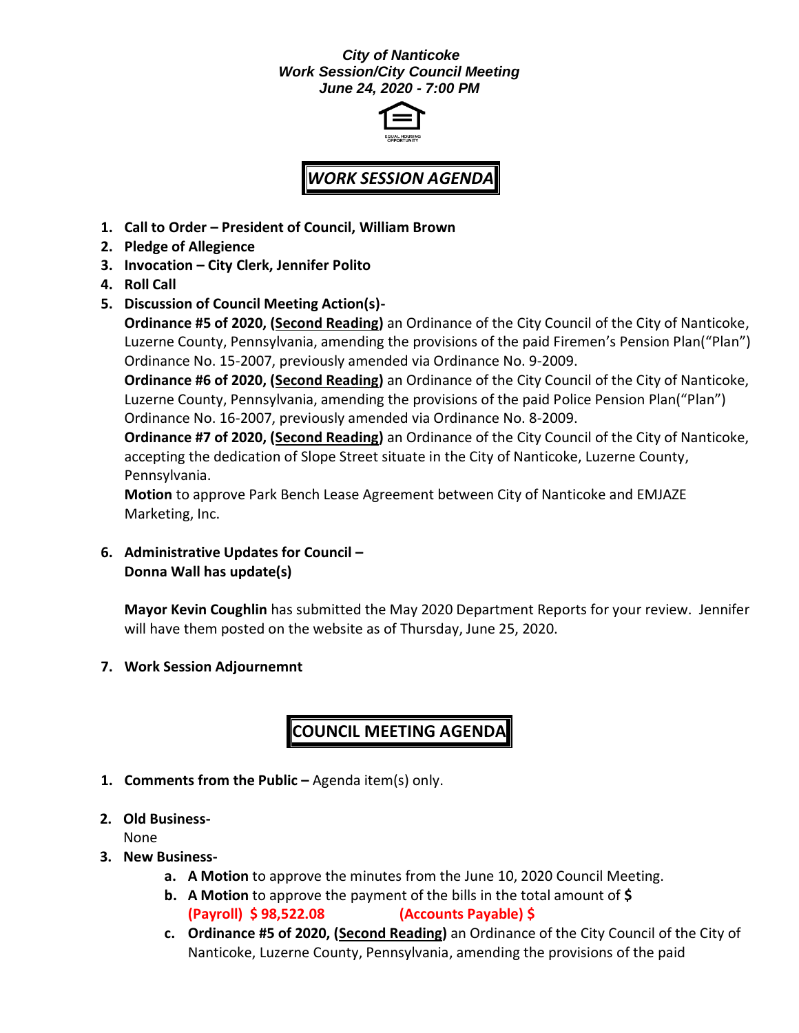***City of Nanticoke***
***Work Session/City Council Meeting***
***June 24, 2020 - 7:00 PM***

# *WORK SESSION AGENDA*

1. **Call to Order – President of Council, William Brown**
2. **Pledge of Allegience**
3. **Invocation – City Clerk, Jennifer Polito**
4. **Roll Call**
5. **Discussion of Council Meeting Action(s)-**

   **Ordinance #5 of 2020, (<u>Second Reading</u>)** an Ordinance of the City Council of the City of Nanticoke, Luzerne County, Pennsylvania, amending the provisions of the paid Firemen's Pension Plan("Plan") Ordinance No. 15-2007, previously amended via Ordinance No. 9-2009.

   **Ordinance #6 of 2020, (<u>Second Reading</u>)** an Ordinance of the City Council of the City of Nanticoke, Luzerne County, Pennsylvania, amending the provisions of the paid Police Pension Plan("Plan") Ordinance No. 16-2007, previously amended via Ordinance No. 8-2009.

   **Ordinance #7 of 2020, (<u>Second Reading</u>)** an Ordinance of the City Council of the City of Nanticoke, accepting the dedication of Slope Street situate in the City of Nanticoke, Luzerne County, Pennsylvania.

   **Motion** to approve Park Bench Lease Agreement between City of Nanticoke and EMJAZE Marketing, Inc.

6. **Administrative Updates for Council –**
   **Donna Wall has update(s)**

   **Mayor Kevin Coughlin** has submitted the May 2020 Department Reports for your review. Jennifer will have them posted on the website as of Thursday, June 25, 2020.

7. **Work Session Adjournemnt**

# COUNCIL MEETING AGENDA

1. **Comments from the Public –** Agenda item(s) only.
2. **Old Business-**
   None
3. **New Business-**
   a. **A Motion** to approve the minutes from the June 10, 2020 Council Meeting.
   b. **A Motion** to approve the payment of the bills in the total amount of **$**
      **(Payroll) $ 98,522.08 (Accounts Payable) $**
   c. **Ordinance #5 of 2020, (<u>Second Reading</u>)** an Ordinance of the City Council of the City of Nanticoke, Luzerne County, Pennsylvania, amending the provisions of the paid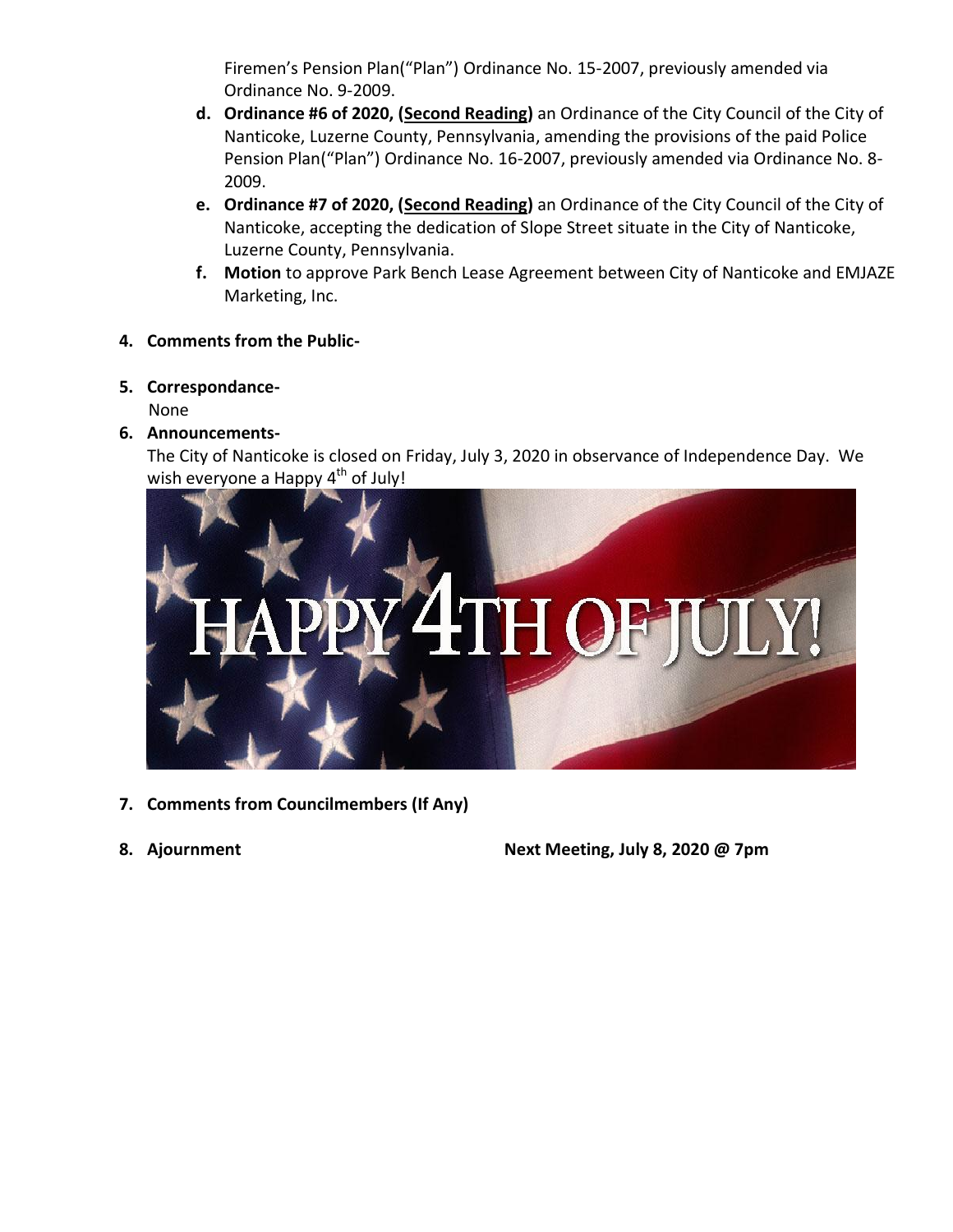Firemen's Pension Plan("Plan") Ordinance No. 15-2007, previously amended via Ordinance No. 9-2009.

d. **Ordinance #6 of 2020, (<u>Second Reading</u>)** an Ordinance of the City Council of the City of Nanticoke, Luzerne County, Pennsylvania, amending the provisions of the paid Police Pension Plan("Plan") Ordinance No. 16-2007, previously amended via Ordinance No. 8-2009.

e. **Ordinance #7 of 2020, (<u>Second Reading</u>)** an Ordinance of the City Council of the City of Nanticoke, accepting the dedication of Slope Street situate in the City of Nanticoke, Luzerne County, Pennsylvania.

f. **Motion** to approve Park Bench Lease Agreement between City of Nanticoke and EMJAZE Marketing, Inc.

4. **Comments from the Public-**

5. **Correspondance-**

   None

6. **Announcements-**

   The City of Nanticoke is closed on Friday, July 3, 2020 in observance of Independence Day. We wish everyone a Happy 4th of July!

HAPPY 4TH OF JULY!

7. **Comments from Councilmembers (If Any)**

8. **Ajournment** **Next Meeting, July 8, 2020 @ 7pm**